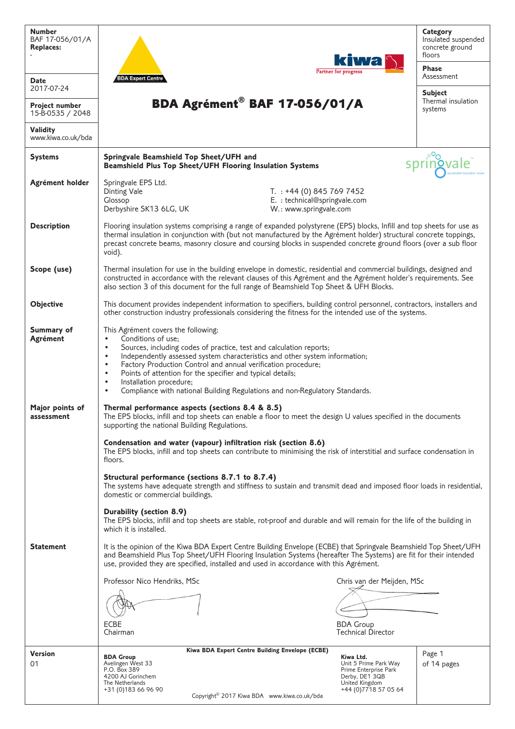| | | |
|---|---|---|
| **Number** BAF 17-056/01/A **Replaces:** - | **BDA Agrément® BAF 17-056/01/A** | **Category** Insulated suspended concrete ground floors |
| **Date** 2017-07-24 | | **Phase** Assessment |
| **Project number** 15-B-0535 / 2048 | | **Subject** Thermal insulation systems |
| **Validity** www.kiwa.co.uk/bda | | |

**Systems**

**Springvale Beamshield Top Sheet/UFH and Beamshield Plus Top Sheet/UFH Flooring Insulation Systems**

**Agrément holder**

Springvale EPS Ltd.
Dinting Vale
Glossop
Derbyshire SK13 6LG, UK

T. : +44 (0) 845 769 7452
E. : technical@springvale.com
W.: www.springvale.com

**Description**

Flooring insulation systems comprising a range of expanded polystyrene (EPS) blocks, Infill and top sheets for use as thermal insulation in conjunction with (but not manufactured by the Agrément holder) structural concrete toppings, precast concrete beams, masonry closure and coursing blocks in suspended concrete ground floors (over a sub floor void).

**Scope (use)**

Thermal insulation for use in the building envelope in domestic, residential and commercial buildings, designed and constructed in accordance with the relevant clauses of this Agrément and the Agrément holder's requirements. See also section 3 of this document for the full range of Beamshield Top Sheet & UFH Blocks.

**Objective**

This document provides independent information to specifiers, building control personnel, contractors, installers and other construction industry professionals considering the fitness for the intended use of the systems.

**Summary of Agrément**

This Agrément covers the following:

- Conditions of use;
- Sources, including codes of practice, test and calculation reports;
- Independently assessed system characteristics and other system information;
- Factory Production Control and annual verification procedure;
- Points of attention for the specifier and typical details;
- Installation procedure;
- Compliance with national Building Regulations and non-Regulatory Standards.

**Major points of assessment**

**Thermal performance aspects (sections 8.4 & 8.5)**
The EPS blocks, infill and top sheets can enable a floor to meet the design U values specified in the documents supporting the national Building Regulations.

**Condensation and water (vapour) infiltration risk (section 8.6)**
The EPS blocks, infill and top sheets can contribute to minimising the risk of interstitial and surface condensation in floors.

**Structural performance (sections 8.7.1 to 8.7.4)**
The systems have adequate strength and stiffness to sustain and transmit dead and imposed floor loads in residential, domestic or commercial buildings.

**Durability (section 8.9)**
The EPS blocks, infill and top sheets are stable, rot-proof and durable and will remain for the life of the building in which it is installed.

**Statement**

It is the opinion of the Kiwa BDA Expert Centre Building Envelope (ECBE) that Springvale Beamshield Top Sheet/UFH and Beamshield Plus Top Sheet/UFH Flooring Insulation Systems (hereafter The Systems) are fit for their intended use, provided they are specified, installed and used in accordance with this Agrément.

Professor Nico Hendriks, MSc
ECBE
Chairman

Chris van der Meijden, MSc
BDA Group
Technical Director

**Version**
01

**Kiwa BDA Expert Centre Building Envelope (ECBE)**

**BDA Group**
Avelingen West 33
P.O. Box 389
4200 AJ Gorinchem
The Netherlands
+31 (0)183 66 96 90

**Kiwa Ltd.**
Unit 5 Prime Park Way
Prime Enterprise Park
Derby, DE1 3QB
United Kingdom
+44 (0)7718 57 05 64

Copyright© 2017 Kiwa BDA www.kiwa.co.uk/bda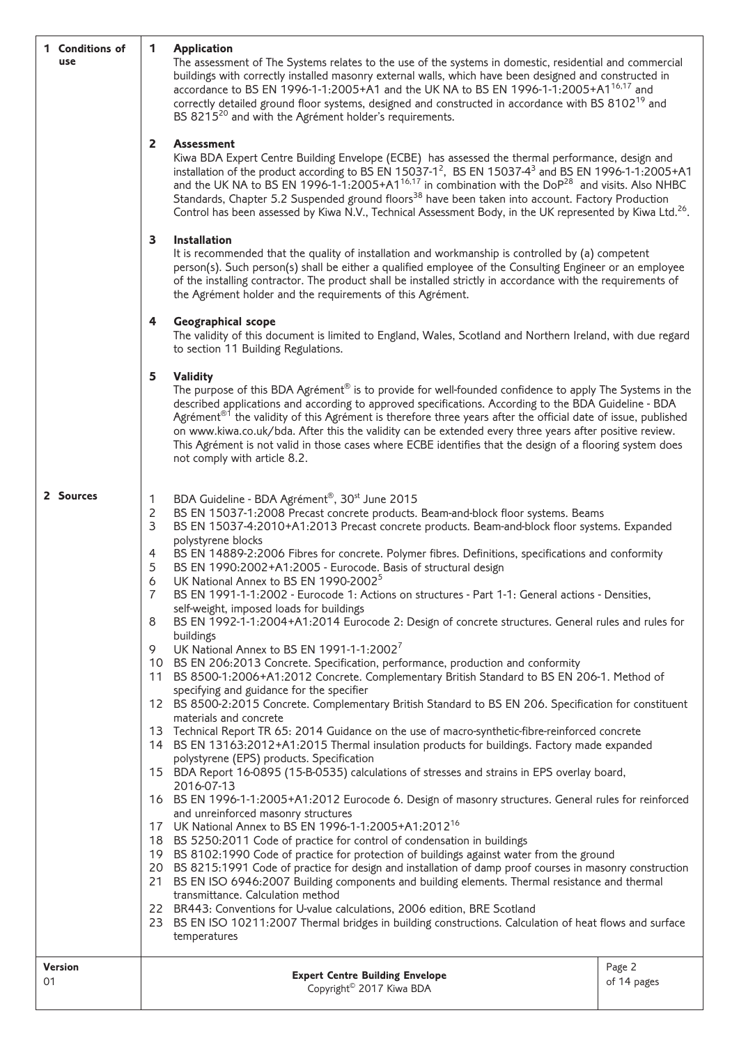## 1 Conditions of use

### 1 Application

The assessment of The Systems relates to the use of the systems in domestic, residential and commercial buildings with correctly installed masonry external walls, which have been designed and constructed in accordance to BS EN 1996-1-1:2005+A1 and the UK NA to BS EN 1996-1-1:2005+A1[16,17] and correctly detailed ground floor systems, designed and constructed in accordance with BS 8102[19] and BS 8215[20] and with the Agrément holder's requirements.

### 2 Assessment

Kiwa BDA Expert Centre Building Envelope (ECBE) has assessed the thermal performance, design and installation of the product according to BS EN 15037-1[2], BS EN 15037-4[3] and BS EN 1996-1-1:2005+A1 and the UK NA to BS EN 1996-1-1:2005+A1[16,17] in combination with the DoP[28] and visits. Also NHBC Standards, Chapter 5.2 Suspended ground floors[38] have been taken into account. Factory Production Control has been assessed by Kiwa N.V., Technical Assessment Body, in the UK represented by Kiwa Ltd.[26].

### 3 Installation

It is recommended that the quality of installation and workmanship is controlled by (a) competent person(s). Such person(s) shall be either a qualified employee of the Consulting Engineer or an employee of the installing contractor. The product shall be installed strictly in accordance with the requirements of the Agrément holder and the requirements of this Agrément.

### 4 Geographical scope

The validity of this document is limited to England, Wales, Scotland and Northern Ireland, with due regard to section 11 Building Regulations.

### 5 Validity

The purpose of this BDA Agrément® is to provide for well-founded confidence to apply The Systems in the described applications and according to approved specifications. According to the BDA Guideline - BDA Agrément®[1] the validity of this Agrément is therefore three years after the official date of issue, published on www.kiwa.co.uk/bda. After this the validity can be extended every three years after positive review. This Agrément is not valid in those cases where ECBE identifies that the design of a flooring system does not comply with article 8.2.

## 2 Sources

1. BDA Guideline - BDA Agrément®, 30st June 2015
2. BS EN 15037-1:2008 Precast concrete products. Beam-and-block floor systems. Beams
3. BS EN 15037-4:2010+A1:2013 Precast concrete products. Beam-and-block floor systems. Expanded polystyrene blocks
4. BS EN 14889-2:2006 Fibres for concrete. Polymer fibres. Definitions, specifications and conformity
5. BS EN 1990:2002+A1:2005 - Eurocode. Basis of structural design
6. UK National Annex to BS EN 1990-2002[5]
7. BS EN 1991-1-1:2002 - Eurocode 1: Actions on structures - Part 1-1: General actions - Densities, self-weight, imposed loads for buildings
8. BS EN 1992-1-1:2004+A1:2014 Eurocode 2: Design of concrete structures. General rules and rules for buildings
9. UK National Annex to BS EN 1991-1-1:2002[7]
10. BS EN 206:2013 Concrete. Specification, performance, production and conformity
11. BS 8500-1:2006+A1:2012 Concrete. Complementary British Standard to BS EN 206-1. Method of specifying and guidance for the specifier
12. BS 8500-2:2015 Concrete. Complementary British Standard to BS EN 206. Specification for constituent materials and concrete
13. Technical Report TR 65: 2014 Guidance on the use of macro-synthetic-fibre-reinforced concrete
14. BS EN 13163:2012+A1:2015 Thermal insulation products for buildings. Factory made expanded polystyrene (EPS) products. Specification
15. BDA Report 16-0895 (15-B-0535) calculations of stresses and strains in EPS overlay board, 2016-07-13
16. BS EN 1996-1-1:2005+A1:2012 Eurocode 6. Design of masonry structures. General rules for reinforced and unreinforced masonry structures
17. UK National Annex to BS EN 1996-1-1:2005+A1:2012[16]
18. BS 5250:2011 Code of practice for control of condensation in buildings
19. BS 8102:1990 Code of practice for protection of buildings against water from the ground
20. BS 8215:1991 Code of practice for design and installation of damp proof courses in masonry construction
21. BS EN ISO 6946:2007 Building components and building elements. Thermal resistance and thermal transmittance. Calculation method
22. BR443: Conventions for U-value calculations, 2006 edition, BRE Scotland
23. BS EN ISO 10211:2007 Thermal bridges in building constructions. Calculation of heat flows and surface temperatures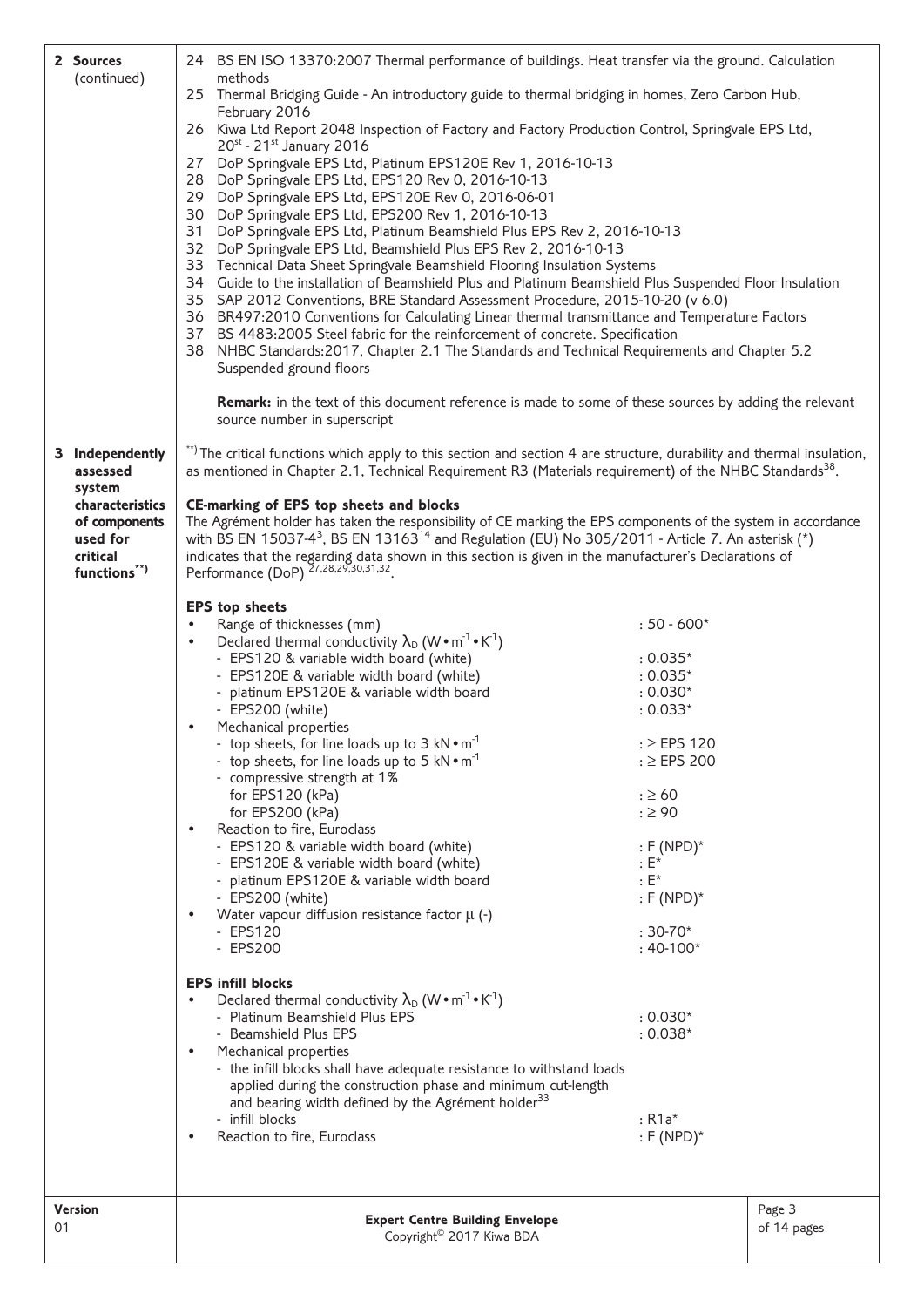## 2 Sources (continued)

24 BS EN ISO 13370:2007 Thermal performance of buildings. Heat transfer via the ground. Calculation methods
25 Thermal Bridging Guide - An introductory guide to thermal bridging in homes, Zero Carbon Hub, February 2016
26 Kiwa Ltd Report 2048 Inspection of Factory and Factory Production Control, Springvale EPS Ltd, 20st - 21st January 2016
27 DoP Springvale EPS Ltd, Platinum EPS120E Rev 1, 2016-10-13
28 DoP Springvale EPS Ltd, EPS120 Rev 0, 2016-10-13
29 DoP Springvale EPS Ltd, EPS120E Rev 0, 2016-06-01
30 DoP Springvale EPS Ltd, EPS200 Rev 1, 2016-10-13
31 DoP Springvale EPS Ltd, Platinum Beamshield Plus EPS Rev 2, 2016-10-13
32 DoP Springvale EPS Ltd, Beamshield Plus EPS Rev 2, 2016-10-13
33 Technical Data Sheet Springvale Beamshield Flooring Insulation Systems
34 Guide to the installation of Beamshield Plus and Platinum Beamshield Plus Suspended Floor Insulation
35 SAP 2012 Conventions, BRE Standard Assessment Procedure, 2015-10-20 (v 6.0)
36 BR497:2010 Conventions for Calculating Linear thermal transmittance and Temperature Factors
37 BS 4483:2005 Steel fabric for the reinforcement of concrete. Specification
38 NHBC Standards:2017, Chapter 2.1 The Standards and Technical Requirements and Chapter 5.2 Suspended ground floors

**Remark:** in the text of this document reference is made to some of these sources by adding the relevant source number in superscript

## 3 Independently assessed system characteristics of components used for critical functions**)

**) The critical functions which apply to this section and section 4 are structure, durability and thermal insulation, as mentioned in Chapter 2.1, Technical Requirement R3 (Materials requirement) of the NHBC Standards[38].

**CE-marking of EPS top sheets and blocks**

The Agrément holder has taken the responsibility of CE marking the EPS components of the system in accordance with BS EN 15037-4[3], BS EN 13163[14] and Regulation (EU) No 305/2011 - Article 7. An asterisk (*) indicates that the regarding data shown in this section is given in the manufacturer's Declarations of Performance (DoP) [27,28,29,30,31,32].

**EPS top sheets**

- Range of thicknesses (mm) : 50 - 600*
- Declared thermal conductivity $\lambda_D$ ($W \cdot m^{-1} \cdot K^{-1}$)
  - EPS120 & variable width board (white) : 0.035*
  - EPS120E & variable width board (white) : 0.035*
  - platinum EPS120E & variable width board : 0.030*
  - EPS200 (white) : 0.033*
- Mechanical properties
  - top sheets, for line loads up to 3 $kN \cdot m^{-1}$ : ≥ EPS 120
  - top sheets, for line loads up to 5 $kN \cdot m^{-1}$ : ≥ EPS 200
  - compressive strength at 1%
    for EPS120 (kPa) : ≥ 60
    for EPS200 (kPa) : ≥ 90
- Reaction to fire, Euroclass
  - EPS120 & variable width board (white) : F (NPD)*
  - EPS120E & variable width board (white) : E*
  - platinum EPS120E & variable width board : E*
  - EPS200 (white) : F (NPD)*
- Water vapour diffusion resistance factor $\mu$ (-)
  - EPS120 : 30-70*
  - EPS200 : 40-100*

**EPS infill blocks**

- Declared thermal conductivity $\lambda_D$ ($W \cdot m^{-1} \cdot K^{-1}$)
  - Platinum Beamshield Plus EPS : 0.030*
  - Beamshield Plus EPS : 0.038*
- Mechanical properties
  - the infill blocks shall have adequate resistance to withstand loads applied during the construction phase and minimum cut-length and bearing width defined by the Agrément holder[33]
  - infill blocks : R1a*
- Reaction to fire, Euroclass : F (NPD)*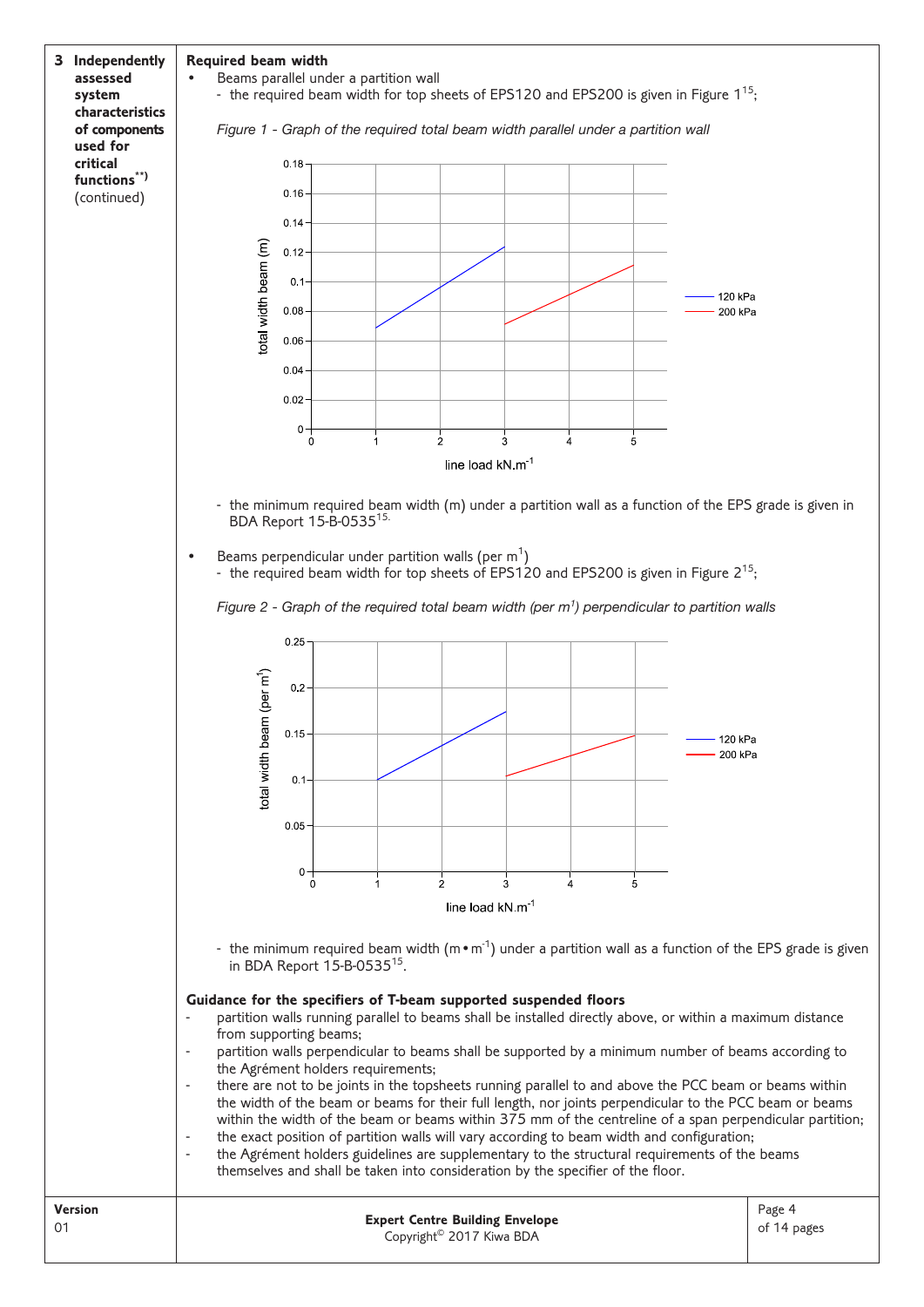**3 Independently assessed system characteristics of components used for critical functions[**)]** (continued)

**Required beam width**

- Beams parallel under a partition wall
  - the required beam width for top sheets of EPS120 and EPS200 is given in Figure 1[15];

*Figure 1 - Graph of the required total beam width parallel under a partition wall*

  - the minimum required beam width (m) under a partition wall as a function of the EPS grade is given in BDA Report 15-B-0535[15].

- Beams perpendicular under partition walls (per $m^1$)
  - the required beam width for top sheets of EPS120 and EPS200 is given in Figure 2[15];

*Figure 2 - Graph of the required total beam width (per $m^1$) perpendicular to partition walls*

  - the minimum required beam width ($m \cdot m^{-1}$) under a partition wall as a function of the EPS grade is given in BDA Report 15-B-0535[15].

**Guidance for the specifiers of T-beam supported suspended floors**

- partition walls running parallel to beams shall be installed directly above, or within a maximum distance from supporting beams;
- partition walls perpendicular to beams shall be supported by a minimum number of beams according to the Agrément holders requirements;
- there are not to be joints in the topsheets running parallel to and above the PCC beam or beams within the width of the beam or beams for their full length, nor joints perpendicular to the PCC beam or beams within the width of the beam or beams within 375 mm of the centreline of a span perpendicular partition;
- the exact position of partition walls will vary according to beam width and configuration;
- the Agrément holders guidelines are supplementary to the structural requirements of the beams themselves and shall be taken into consideration by the specifier of the floor.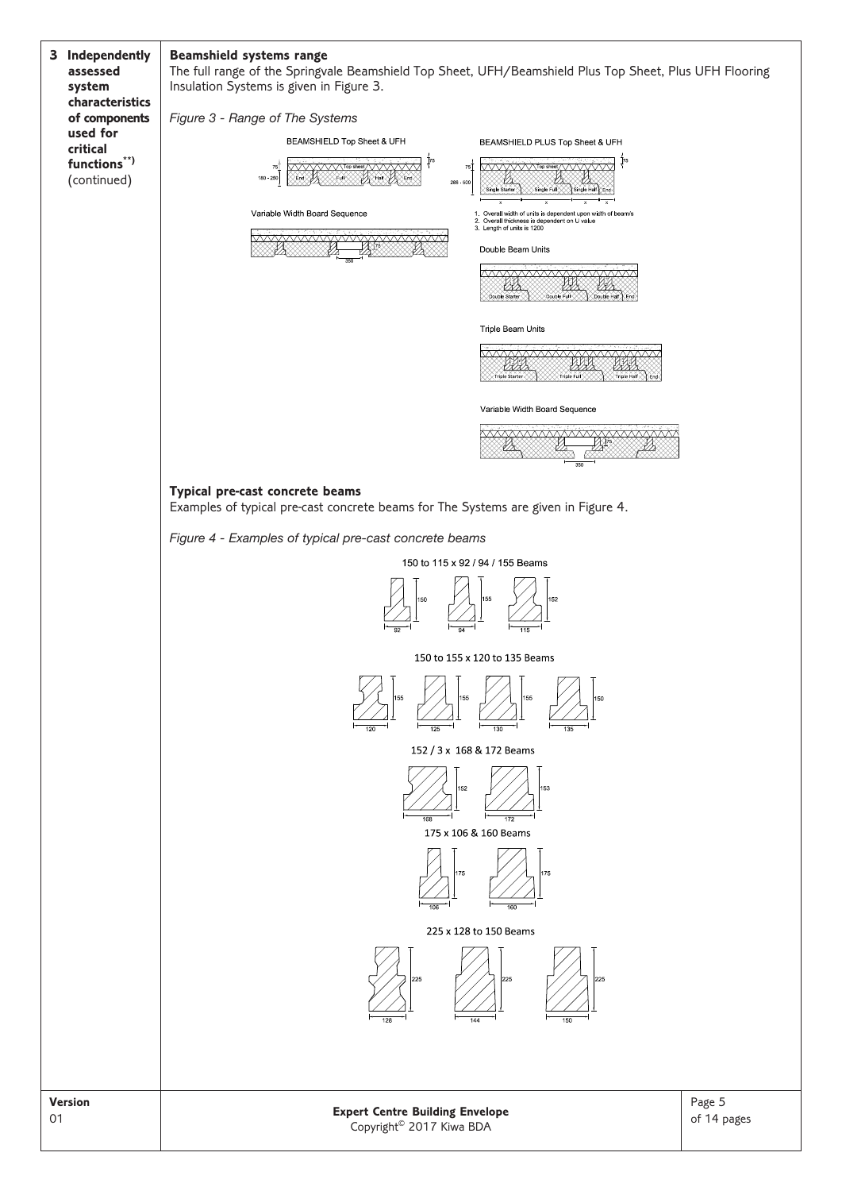**3 Independently assessed system characteristics of components used for critical functions**) (continued)**

### Beamshield systems range

The full range of the Springvale Beamshield Top Sheet, UFH/Beamshield Plus Top Sheet, Plus UFH Flooring Insulation Systems is given in Figure 3.

*Figure 3 - Range of The Systems*

BEAMSHIELD Top Sheet & UFH

Variable Width Board Sequence

BEAMSHIELD PLUS Top Sheet & UFH

1. Overall width of units is dependent upon width of beam/s
2. Overall thickness is dependent on U value
3. Length of units is 1200

Double Beam Units

Triple Beam Units

Variable Width Board Sequence

### Typical pre-cast concrete beams

Examples of typical pre-cast concrete beams for The Systems are given in Figure 4.

*Figure 4 - Examples of typical pre-cast concrete beams*

150 to 115 x 92 / 94 / 155 Beams

150 to 155 x 120 to 135 Beams

152 / 3 x 168 & 172 Beams

175 x 106 & 160 Beams

225 x 128 to 150 Beams

**Version**
01

**Expert Centre Building Envelope**
Copyright© 2017 Kiwa BDA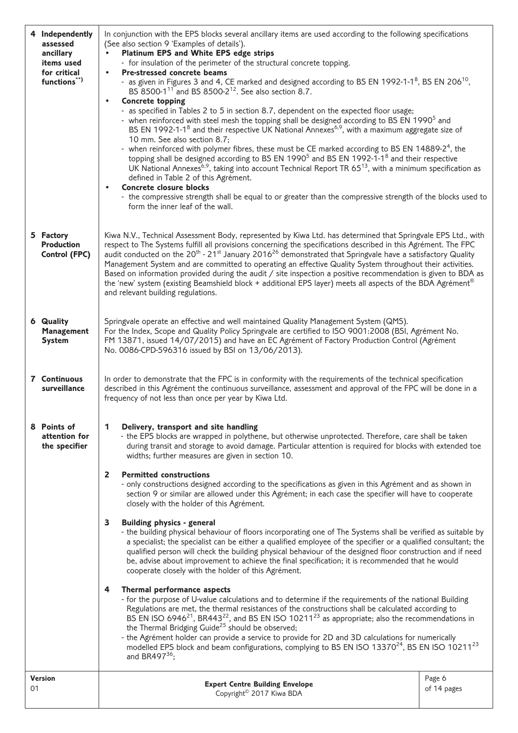## 4 Independently assessed ancillary items used for critical functions**)

In conjunction with the EPS blocks several ancillary items are used according to the following specifications (See also section 9 'Examples of details').

- **Platinum EPS and White EPS edge strips**
  - for insulation of the perimeter of the structural concrete topping.
- **Pre-stressed concrete beams**
  - as given in Figures 3 and 4, CE marked and designed according to BS EN 1992-1-1[8], BS EN 206[10], BS 8500-1[11] and BS 8500-2[12]. See also section 8.7.
- **Concrete topping**
  - as specified in Tables 2 to 5 in section 8.7, dependent on the expected floor usage;
  - when reinforced with steel mesh the topping shall be designed according to BS EN 1990[5] and BS EN 1992-1-1[8] and their respective UK National Annexes[6,9], with a maximum aggregate size of 10 mm. See also section 8.7;
  - when reinforced with polymer fibres, these must be CE marked according to BS EN 14889-2[4], the topping shall be designed according to BS EN 1990[5] and BS EN 1992-1-1[8] and their respective UK National Annexes[6,9], taking into account Technical Report TR 65[13], with a minimum specification as defined in Table 2 of this Agrément.
- **Concrete closure blocks**
  - the compressive strength shall be equal to or greater than the compressive strength of the blocks used to form the inner leaf of the wall.

## 5 Factory Production Control (FPC)

Kiwa N.V., Technical Assessment Body, represented by Kiwa Ltd. has determined that Springvale EPS Ltd., with respect to The Systems fulfill all provisions concerning the specifications described in this Agrément. The FPC audit conducted on the 20th - 21st January 2016[26] demonstrated that Springvale have a satisfactory Quality Management System and are committed to operating an effective Quality System throughout their activities. Based on information provided during the audit / site inspection a positive recommendation is given to BDA as the 'new' system (existing Beamshield block + additional EPS layer) meets all aspects of the BDA Agrément® and relevant building regulations.

## 6 Quality Management System

Springvale operate an effective and well maintained Quality Management System (QMS). For the Index, Scope and Quality Policy Springvale are certified to ISO 9001:2008 (BSI, Agrément No. FM 13871, issued 14/07/2015) and have an EC Agrément of Factory Production Control (Agrément No. 0086-CPD-596316 issued by BSI on 13/06/2013).

## 7 Continuous surveillance

In order to demonstrate that the FPC is in conformity with the requirements of the technical specification described in this Agrément the continuous surveillance, assessment and approval of the FPC will be done in a frequency of not less than once per year by Kiwa Ltd.

## 8 Points of attention for the specifier

**1 Delivery, transport and site handling**

- the EPS blocks are wrapped in polythene, but otherwise unprotected. Therefore, care shall be taken during transit and storage to avoid damage. Particular attention is required for blocks with extended toe widths; further measures are given in section 10.

**2 Permitted constructions**

- only constructions designed according to the specifications as given in this Agrément and as shown in section 9 or similar are allowed under this Agrément; in each case the specifier will have to cooperate closely with the holder of this Agrément.

**3 Building physics - general**

- the building physical behaviour of floors incorporating one of The Systems shall be verified as suitable by a specialist; the specialist can be either a qualified employee of the specifier or a qualified consultant; the qualified person will check the building physical behaviour of the designed floor construction and if need be, advise about improvement to achieve the final specification; it is recommended that he would cooperate closely with the holder of this Agrément.

**4 Thermal performance aspects**

- for the purpose of U-value calculations and to determine if the requirements of the national Building Regulations are met, the thermal resistances of the constructions shall be calculated according to BS EN ISO 6946[21], BR443[22], and BS EN ISO 10211[23] as appropriate; also the recommendations in the Thermal Bridging Guide[25] should be observed;
- the Agrément holder can provide a service to provide for 2D and 3D calculations for numerically modelled EPS block and beam configurations, complying to BS EN ISO 13370[24], BS EN ISO 10211[23] and BR497[36];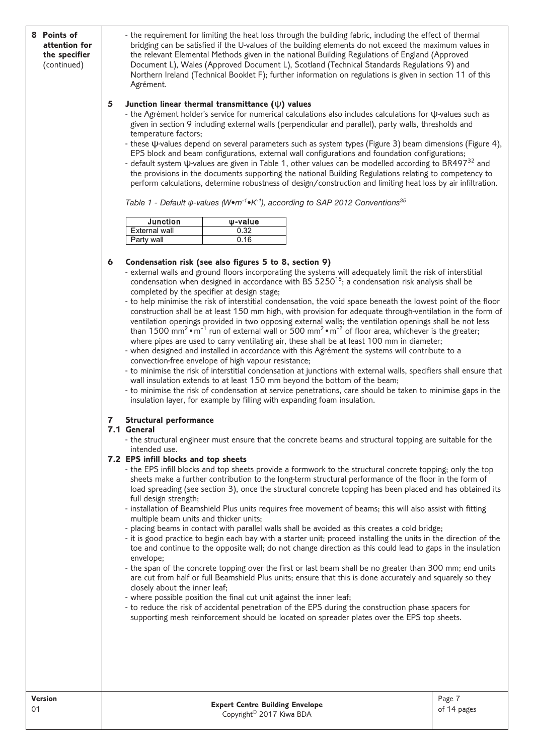## 8 Points of attention for the specifier (continued)

- the requirement for limiting the heat loss through the building fabric, including the effect of thermal bridging can be satisfied if the U-values of the building elements do not exceed the maximum values in the relevant Elemental Methods given in the national Building Regulations of England (Approved Document L), Wales (Approved Document L), Scotland (Technical Standards Regulations 9) and Northern Ireland (Technical Booklet F); further information on regulations is given in section 11 of this Agrément.

### 5 Junction linear thermal transmittance (ψ) values

- the Agrément holder's service for numerical calculations also includes calculations for ψ-values such as given in section 9 including external walls (perpendicular and parallel), party walls, thresholds and temperature factors;
- these ψ-values depend on several parameters such as system types (Figure 3) beam dimensions (Figure 4), EPS block and beam configurations, external wall configurations and foundation configurations;
- default system ψ-values are given in Table 1, other values can be modelled according to BR497[32] and the provisions in the documents supporting the national Building Regulations relating to competency to perform calculations, determine robustness of design/construction and limiting heat loss by air infiltration.

*Table 1 - Default ψ-values ($W \cdot m^{-1} \cdot K^{-1}$), according to SAP 2012 Conventions[35]*

| Junction | ψ-value |
|---|---|
| External wall | 0.32 |
| Party wall | 0.16 |

### 6 Condensation risk (see also figures 5 to 8, section 9)

- external walls and ground floors incorporating the systems will adequately limit the risk of interstitial condensation when designed in accordance with BS 5250[18]; a condensation risk analysis shall be completed by the specifier at design stage;
- to help minimise the risk of interstitial condensation, the void space beneath the lowest point of the floor construction shall be at least 150 mm high, with provision for adequate through-ventilation in the form of ventilation openings provided in two opposing external walls; the ventilation openings shall be not less than 1500 $mm^2 \cdot m^{-1}$ run of external wall or 500 $mm^2 \cdot m^{-2}$ of floor area, whichever is the greater; where pipes are used to carry ventilating air, these shall be at least 100 mm in diameter;
- when designed and installed in accordance with this Agrément the systems will contribute to a convection-free envelope of high vapour resistance;
- to minimise the risk of interstitial condensation at junctions with external walls, specifiers shall ensure that wall insulation extends to at least 150 mm beyond the bottom of the beam;
- to minimise the risk of condensation at service penetrations, care should be taken to minimise gaps in the insulation layer, for example by filling with expanding foam insulation.

### 7 Structural performance

#### 7.1 General

- the structural engineer must ensure that the concrete beams and structural topping are suitable for the intended use.

#### 7.2 EPS infill blocks and top sheets

- the EPS infill blocks and top sheets provide a formwork to the structural concrete topping; only the top sheets make a further contribution to the long-term structural performance of the floor in the form of load spreading (see section 3), once the structural concrete topping has been placed and has obtained its full design strength;
- installation of Beamshield Plus units requires free movement of beams; this will also assist with fitting multiple beam units and thicker units;
- placing beams in contact with parallel walls shall be avoided as this creates a cold bridge;
- it is good practice to begin each bay with a starter unit; proceed installing the units in the direction of the toe and continue to the opposite wall; do not change direction as this could lead to gaps in the insulation envelope;
- the span of the concrete topping over the first or last beam shall be no greater than 300 mm; end units are cut from half or full Beamshield Plus units; ensure that this is done accurately and squarely so they closely abut the inner leaf;
- where possible position the final cut unit against the inner leaf;
- to reduce the risk of accidental penetration of the EPS during the construction phase spacers for supporting mesh reinforcement should be located on spreader plates over the EPS top sheets.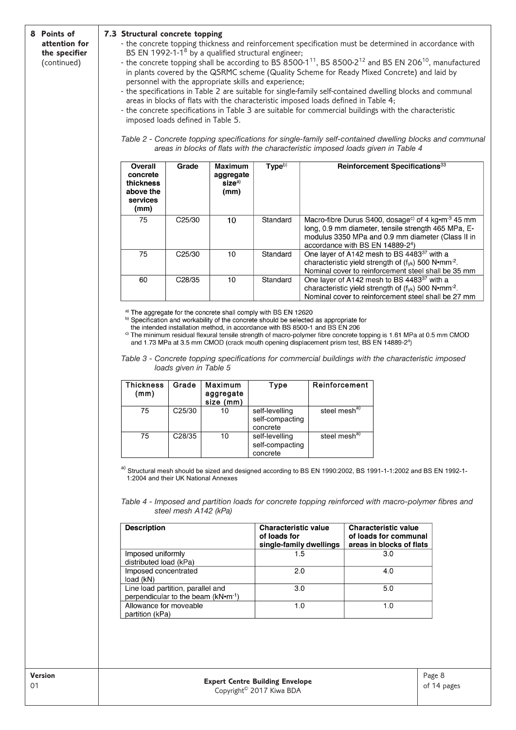## 8 Points of attention for the specifier (continued)

### 7.3 Structural concrete topping

- the concrete topping thickness and reinforcement specification must be determined in accordance with BS EN 1992-1-1[8] by a qualified structural engineer;
- the concrete topping shall be according to BS 8500-1[11], BS 8500-2[12] and BS EN 206[10], manufactured in plants covered by the QSRMC scheme (Quality Scheme for Ready Mixed Concrete) and laid by personnel with the appropriate skills and experience;
- the specifications in Table 2 are suitable for single-family self-contained dwelling blocks and communal areas in blocks of flats with the characteristic imposed loads defined in Table 4;
- the concrete specifications in Table 3 are suitable for commercial buildings with the characteristic imposed loads defined in Table 5.

*Table 2 - Concrete topping specifications for single-family self-contained dwelling blocks and communal areas in blocks of flats with the characteristic imposed loads given in Table 4*

| Overall concrete thickness above the services (mm) | Grade | Maximum aggregate size[a)] (mm) | Type[b)] | Reinforcement Specifications[33] |
|---|---|---|---|---|
| 75 | C25/30 | 10 | Standard | Macro-fibre Durus S400, dosage[c)] of 4 kg•m$^{-3}$ 45 mm long, 0.9 mm diameter, tensile strength 465 MPa, E-modulus 3350 MPa and 0.9 mm diameter (Class II in accordance with BS EN 14889-2[4]) |
| 75 | C25/30 | 10 | Standard | One layer of A142 mesh to BS 4483[37] with a characteristic yield strength of ($f_{yk}$) 500 N•mm$^{-2}$. Nominal cover to reinforcement steel shall be 35 mm |
| 60 | C28/35 | 10 | Standard | One layer of A142 mesh to BS 4483[37] with a characteristic yield strength of ($f_{yk}$) 500 N•mm$^{-2}$. Nominal cover to reinforcement steel shall be 27 mm |

a) The aggregate for the concrete shall comply with BS EN 12620
b) Specification and workability of the concrete should be selected as appropriate for the intended installation method, in accordance with BS 8500-1 and BS EN 206
c) The minimum residual flexural tensile strength of macro-polymer fibre concrete topping is 1.61 MPa at 0.5 mm CMOD and 1.73 MPa at 3.5 mm CMOD (crack mouth opening displacement prism test, BS EN 14889-2[4])

*Table 3 - Concrete topping specifications for commercial buildings with the characteristic imposed loads given in Table 5*

| Thickness (mm) | Grade | Maximum aggregate size (mm) | Type | Reinforcement |
|---|---|---|---|---|
| 75 | C25/30 | 10 | self-levelling self-compacting concrete | steel mesh[a)] |
| 75 | C28/35 | 10 | self-levelling self-compacting concrete | steel mesh[a)] |

a) Structural mesh should be sized and designed according to BS EN 1990:2002, BS 1991-1-1:2002 and BS EN 1992-1-1:2004 and their UK National Annexes

*Table 4 - Imposed and partition loads for concrete topping reinforced with macro-polymer fibres and steel mesh A142 (kPa)*

| Description | Characteristic value of loads for single-family dwellings | Characteristic value of loads for communal areas in blocks of flats |
|---|---|---|
| Imposed uniformly distributed load (kPa) | 1.5 | 3.0 |
| Imposed concentrated load (kN) | 2.0 | 4.0 |
| Line load partition, parallel and perpendicular to the beam (kN•m$^{-1}$) | 3.0 | 5.0 |
| Allowance for moveable partition (kPa) | 1.0 | 1.0 |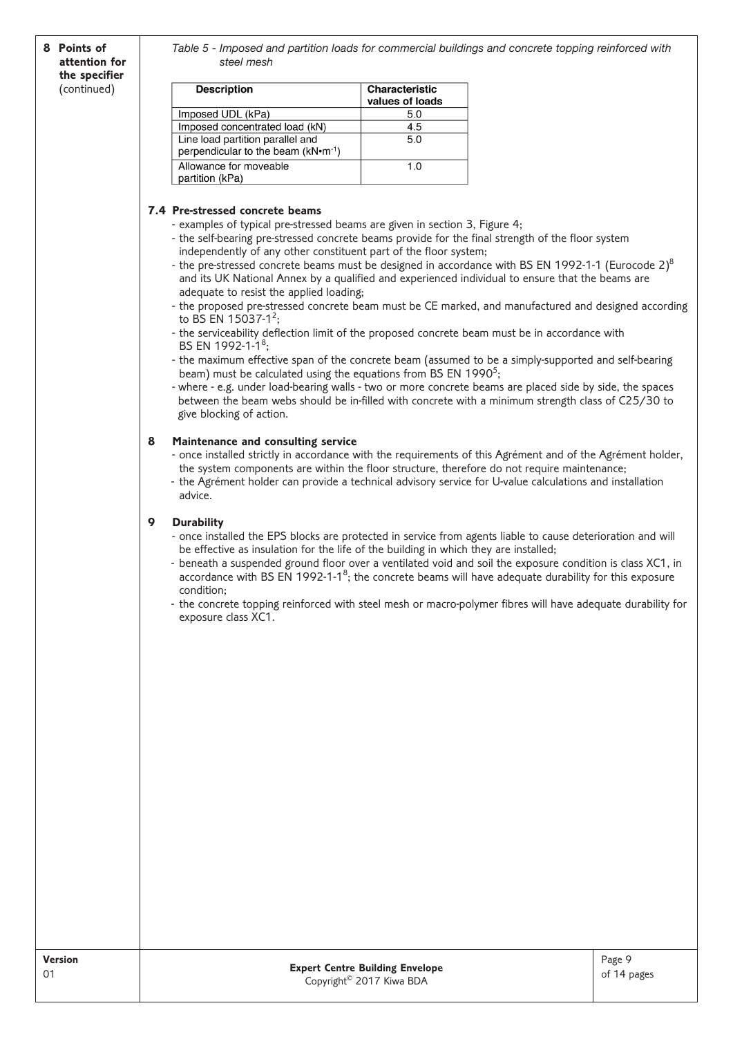**8 Points of attention for the specifier** (continued)

*Table 5 - Imposed and partition loads for commercial buildings and concrete topping reinforced with steel mesh*

| Description | Characteristic values of loads |
|---|---|
| Imposed UDL (kPa) | 5.0 |
| Imposed concentrated load (kN) | 4.5 |
| Line load partition parallel and perpendicular to the beam ($kN \cdot m^{-1}$) | 5.0 |
| Allowance for moveable partition (kPa) | 1.0 |

### 7.4 Pre-stressed concrete beams

- examples of typical pre-stressed beams are given in section 3, Figure 4;
- the self-bearing pre-stressed concrete beams provide for the final strength of the floor system independently of any other constituent part of the floor system;
- the pre-stressed concrete beams must be designed in accordance with BS EN 1992-1-1 (Eurocode 2)[8] and its UK National Annex by a qualified and experienced individual to ensure that the beams are adequate to resist the applied loading;
- the proposed pre-stressed concrete beam must be CE marked, and manufactured and designed according to BS EN 15037-1[2];
- the serviceability deflection limit of the proposed concrete beam must be in accordance with BS EN 1992-1-1[8];
- the maximum effective span of the concrete beam (assumed to be a simply-supported and self-bearing beam) must be calculated using the equations from BS EN 1990[5];
- where - e.g. under load-bearing walls - two or more concrete beams are placed side by side, the spaces between the beam webs should be in-filled with concrete with a minimum strength class of C25/30 to give blocking of action.

### 8 Maintenance and consulting service

- once installed strictly in accordance with the requirements of this Agrément and of the Agrément holder, the system components are within the floor structure, therefore do not require maintenance;
- the Agrément holder can provide a technical advisory service for U-value calculations and installation advice.

### 9 Durability

- once installed the EPS blocks are protected in service from agents liable to cause deterioration and will be effective as insulation for the life of the building in which they are installed;
- beneath a suspended ground floor over a ventilated void and soil the exposure condition is class XC1, in accordance with BS EN 1992-1-1[8]; the concrete beams will have adequate durability for this exposure condition;
- the concrete topping reinforced with steel mesh or macro-polymer fibres will have adequate durability for exposure class XC1.